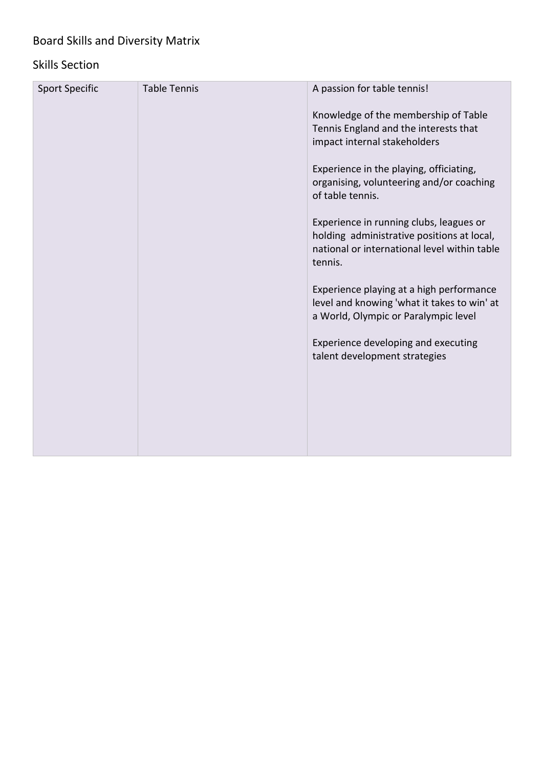# Board Skills and Diversity Matrix

## Skills Section

| | | |
|---|---|---|
| Sport Specific | Table Tennis | A passion for table tennis!<br><br>Knowledge of the membership of Table Tennis England and the interests that impact internal stakeholders<br><br>Experience in the playing, officiating, organising, volunteering and/or coaching of table tennis.<br><br>Experience in running clubs, leagues or holding administrative positions at local, national or international level within table tennis.<br><br>Experience playing at a high performance level and knowing 'what it takes to win' at a World, Olympic or Paralympic level<br><br>Experience developing and executing talent development strategies |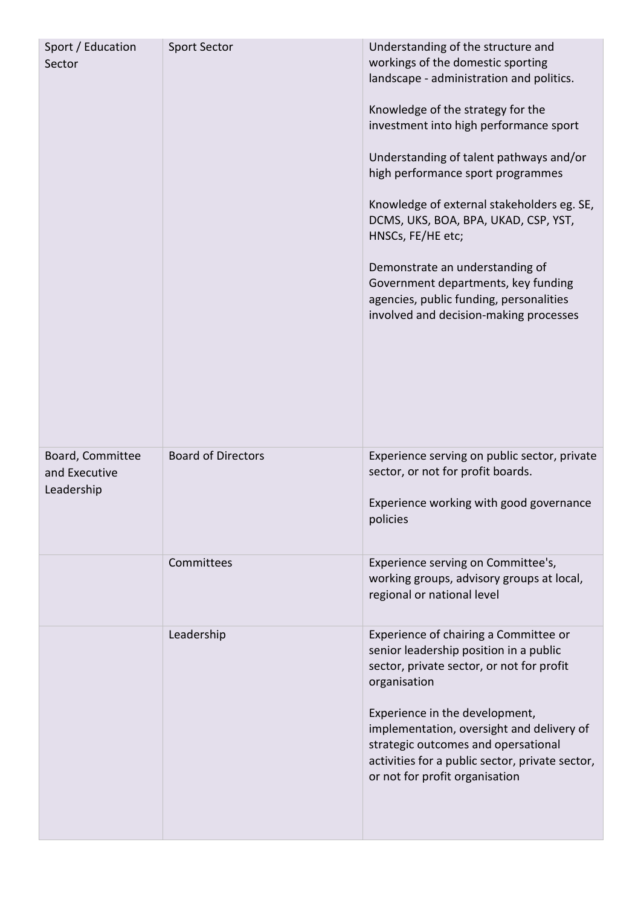| | | |
|---|---|---|
| Sport / Education Sector | Sport Sector | Understanding of the structure and workings of the domestic sporting landscape - administration and politics.<br><br>Knowledge of the strategy for the investment into high performance sport<br><br>Understanding of talent pathways and/or high performance sport programmes<br><br>Knowledge of external stakeholders eg. SE, DCMS, UKS, BOA, BPA, UKAD, CSP, YST, HNSCs, FE/HE etc;<br><br>Demonstrate an understanding of Government departments, key funding agencies, public funding, personalities involved and decision-making processes |
| Board, Committee and Executive Leadership | Board of Directors | Experience serving on public sector, private sector, or not for profit boards.<br><br>Experience working with good governance policies |
| | Committees | Experience serving on Committee's, working groups, advisory groups at local, regional or national level |
| | Leadership | Experience of chairing a Committee or senior leadership position in a public sector, private sector, or not for profit organisation<br><br>Experience in the development, implementation, oversight and delivery of strategic outcomes and opersational activities for a public sector, private sector, or not for profit organisation |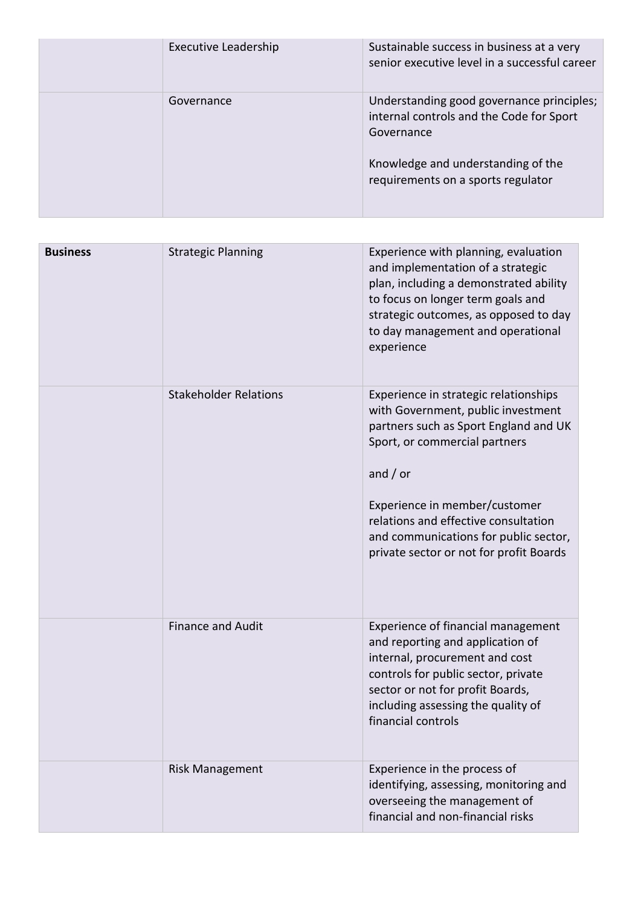| | | |
|---|---|---|
| | Executive Leadership | Sustainable success in business at a very senior executive level in a successful career |
| | Governance | Understanding good governance principles; internal controls and the Code for Sport Governance<br><br>Knowledge and understanding of the requirements on a sports regulator |

| | | |
|---|---|---|
| **Business** | Strategic Planning | Experience with planning, evaluation and implementation of a strategic plan, including a demonstrated ability to focus on longer term goals and strategic outcomes, as opposed to day to day management and operational experience |
| | Stakeholder Relations | Experience in strategic relationships with Government, public investment partners such as Sport England and UK Sport, or commercial partners<br><br>and / or<br><br>Experience in member/customer relations and effective consultation and communications for public sector, private sector or not for profit Boards |
| | Finance and Audit | Experience of financial management and reporting and application of internal, procurement and cost controls for public sector, private sector or not for profit Boards, including assessing the quality of financial controls |
| | Risk Management | Experience in the process of identifying, assessing, monitoring and overseeing the management of financial and non-financial risks |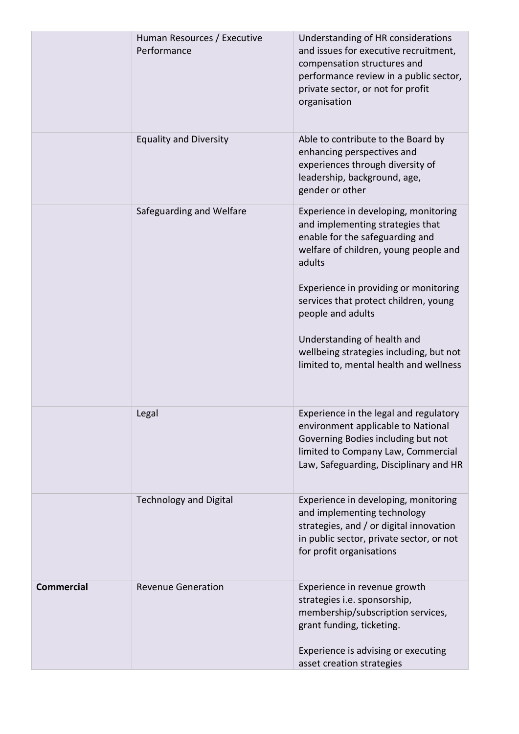| | | |
|---|---|---|
| | Human Resources / Executive Performance | Understanding of HR considerations and issues for executive recruitment, compensation structures and performance review in a public sector, private sector, or not for profit organisation |
| | Equality and Diversity | Able to contribute to the Board by enhancing perspectives and experiences through diversity of leadership, background, age, gender or other |
| | Safeguarding and Welfare | Experience in developing, monitoring and implementing strategies that enable for the safeguarding and welfare of children, young people and adults<br><br>Experience in providing or monitoring services that protect children, young people and adults<br><br>Understanding of health and wellbeing strategies including, but not limited to, mental health and wellness |
| | Legal | Experience in the legal and regulatory environment applicable to National Governing Bodies including but not limited to Company Law, Commercial Law, Safeguarding, Disciplinary and HR |
| | Technology and Digital | Experience in developing, monitoring and implementing technology strategies, and / or digital innovation in public sector, private sector, or not for profit organisations |
| **Commercial** | Revenue Generation | Experience in revenue growth strategies i.e. sponsorship, membership/subscription services, grant funding, ticketing.<br><br>Experience is advising or executing asset creation strategies |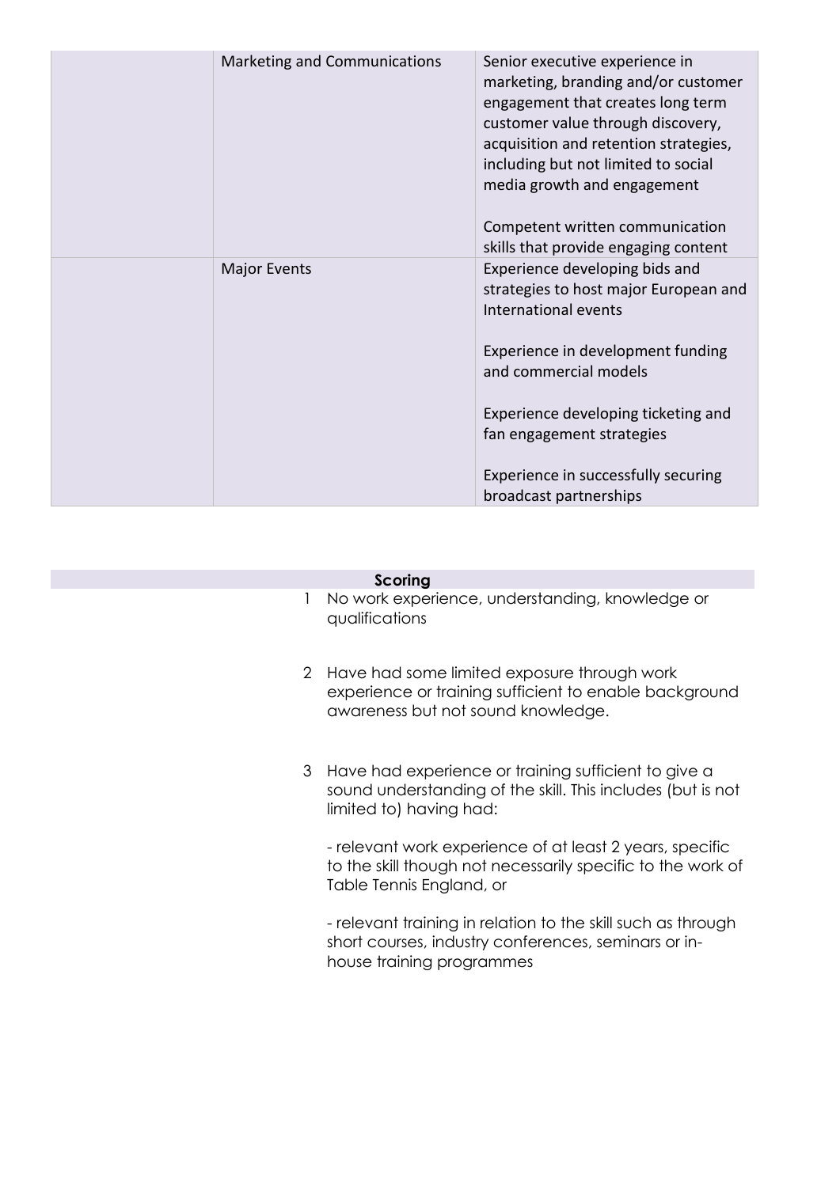| | | |
|---|---|---|
| | Marketing and Communications | Senior executive experience in marketing, branding and/or customer engagement that creates long term customer value through discovery, acquisition and retention strategies, including but not limited to social media growth and engagement<br><br>Competent written communication skills that provide engaging content |
| | Major Events | Experience developing bids and strategies to host major European and International events<br><br>Experience in development funding and commercial models<br><br>Experience developing ticketing and fan engagement strategies<br><br>Experience in successfully securing broadcast partnerships |

**Scoring**

1 No work experience, understanding, knowledge or qualifications

2 Have had some limited exposure through work experience or training sufficient to enable background awareness but not sound knowledge.

3 Have had experience or training sufficient to give a sound understanding of the skill. This includes (but is not limited to) having had:

- relevant work experience of at least 2 years, specific to the skill though not necessarily specific to the work of Table Tennis England, or

- relevant training in relation to the skill such as through short courses, industry conferences, seminars or in-house training programmes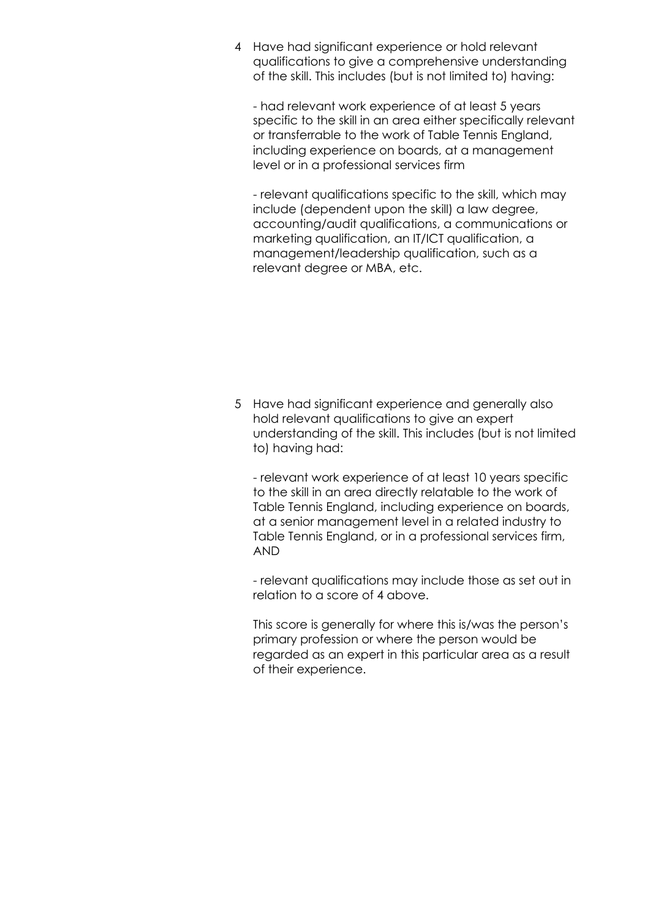4 Have had significant experience or hold relevant qualifications to give a comprehensive understanding of the skill. This includes (but is not limited to) having:

- had relevant work experience of at least 5 years specific to the skill in an area either specifically relevant or transferrable to the work of Table Tennis England, including experience on boards, at a management level or in a professional services firm

- relevant qualifications specific to the skill, which may include (dependent upon the skill) a law degree, accounting/audit qualifications, a communications or marketing qualification, an IT/ICT qualification, a management/leadership qualification, such as a relevant degree or MBA, etc.

5 Have had significant experience and generally also hold relevant qualifications to give an expert understanding of the skill. This includes (but is not limited to) having had:

- relevant work experience of at least 10 years specific to the skill in an area directly relatable to the work of Table Tennis England, including experience on boards, at a senior management level in a related industry to Table Tennis England, or in a professional services firm, AND

- relevant qualifications may include those as set out in relation to a score of 4 above.

This score is generally for where this is/was the person's primary profession or where the person would be regarded as an expert in this particular area as a result of their experience.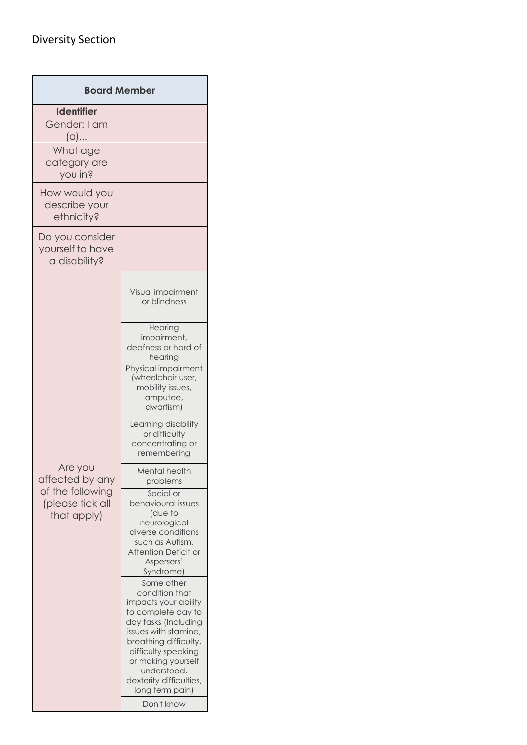Diversity Section

| Board Member | |
|---|---|
| **Identifier** | |
| Gender: I am (a)... | |
| What age category are you in? | |
| How would you describe your ethnicity? | |
| Do you consider yourself to have a disability? | |
| Are you affected by any of the following (please tick all that apply) | Visual impairment or blindness |
| | Hearing impairment, deafness or hard of hearing |
| | Physical impairment (wheelchair user, mobility issues, amputee, dwarfism) |
| | Learning disability or difficulty concentrating or remembering |
| | Mental health problems |
| | Social or behavioural issues (due to neurological diverse conditions such as Autism, Attention Deficit or Aspersers' Syndrome) |
| | Some other condition that impacts your ability to complete day to day tasks (Including issues with stamina, breathing difficulty, difficulty speaking or making yourself understood, dexterity difficulties, long term pain) |
| | Don't know |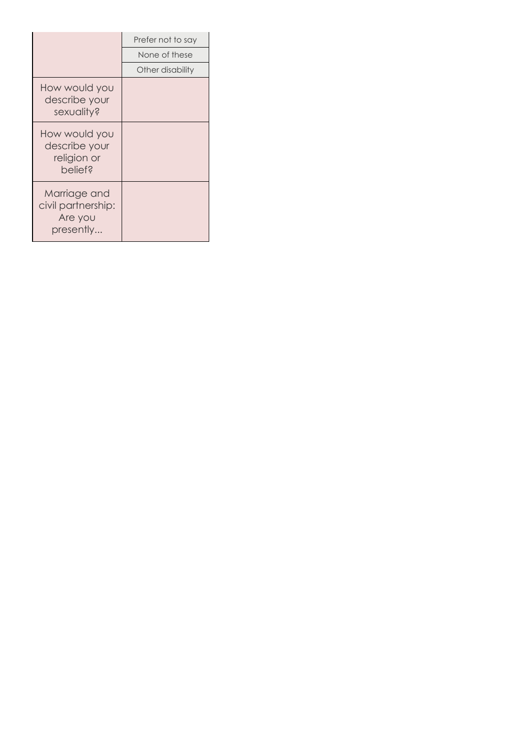| | |
|---|---|
| | Prefer not to say |
| | None of these |
| | Other disability |
| How would you describe your sexuality? | |
| How would you describe your religion or belief? | |
| Marriage and civil partnership: Are you presently... | |